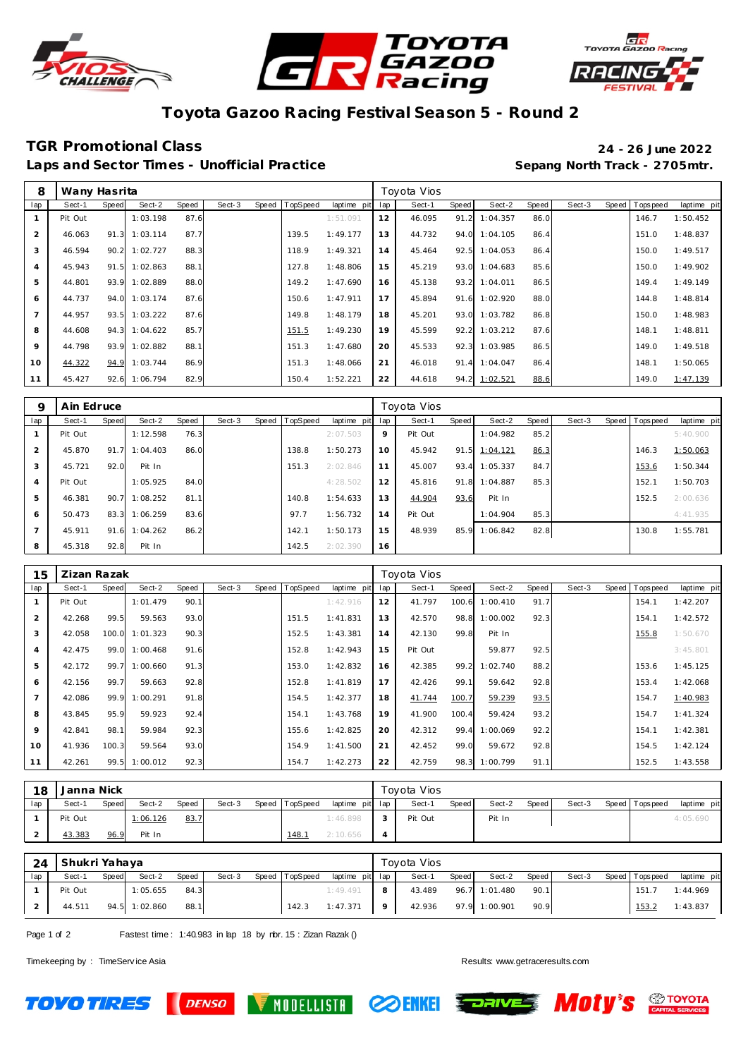# Toyota Gazoo Racing Festival Season 5 - Round 2

## TGR Promotional Class

**24 - 26 June 2022**

### Laps and Sector Times - Unofficial Practice

**Sepang North Track - 2705mtr.**

| 8 | Wany Hasrita | | | | | | | | Toyota Vios | | | | | | | | |
|---|---|---|---|---|---|---|---|---|---|---|---|---|---|---|---|---|---|
| lap | Sect-1 | Speed | Sect-2 | Speed | Sect-3 | Speed | TopSpeed | laptime pit | lap | Sect-1 | Speed | Sect-2 | Speed | Sect-3 | Speed | Topspeed | laptime pit |
| 1 | Pit Out | | 1:03.198 | 87.6 | | | | 1:51.091 | 12 | 46.095 | 91.2 | 1:04.357 | 86.0 | | | 146.7 | 1:50.452 |
| 2 | 46.063 | 91.3 | 1:03.114 | 87.7 | | | 139.5 | 1:49.177 | 13 | 44.732 | 94.0 | 1:04.105 | 86.4 | | | 151.0 | 1:48.837 |
| 3 | 46.594 | 90.2 | 1:02.727 | 88.3 | | | 118.9 | 1:49.321 | 14 | 45.464 | 92.5 | 1:04.053 | 86.4 | | | 150.0 | 1:49.517 |
| 4 | 45.943 | 91.5 | 1:02.863 | 88.1 | | | 127.8 | 1:48.806 | 15 | 45.219 | 93.0 | 1:04.683 | 85.6 | | | 150.0 | 1:49.902 |
| 5 | 44.801 | 93.9 | 1:02.889 | 88.0 | | | 149.2 | 1:47.690 | 16 | 45.138 | 93.2 | 1:04.011 | 86.5 | | | 149.4 | 1:49.149 |
| 6 | 44.737 | 94.0 | 1:03.174 | 87.6 | | | 150.6 | 1:47.911 | 17 | 45.894 | 91.6 | 1:02.920 | 88.0 | | | 144.8 | 1:48.814 |
| 7 | 44.957 | 93.5 | 1:03.222 | 87.6 | | | 149.8 | 1:48.179 | 18 | 45.201 | 93.0 | 1:03.782 | 86.8 | | | 150.0 | 1:48.983 |
| 8 | 44.608 | 94.3 | 1:04.622 | 85.7 | | | 151.5 | 1:49.230 | 19 | 45.599 | 92.2 | 1:03.212 | 87.6 | | | 148.1 | 1:48.811 |
| 9 | 44.798 | 93.9 | 1:02.882 | 88.1 | | | 151.3 | 1:47.680 | 20 | 45.533 | 92.3 | 1:03.985 | 86.5 | | | 149.0 | 1:49.518 |
| 10 | 44.322 | 94.9 | 1:03.744 | 86.9 | | | 151.3 | 1:48.066 | 21 | 46.018 | 91.4 | 1:04.047 | 86.4 | | | 148.1 | 1:50.065 |
| 11 | 45.427 | 92.6 | 1:06.794 | 82.9 | | | 150.4 | 1:52.221 | 22 | 44.618 | 94.2 | 1:02.521 | 88.6 | | | 149.0 | 1:47.139 |

| 9 | Ain Edruce | | | | | | | | Toyota Vios | | | | | | | | |
|---|---|---|---|---|---|---|---|---|---|---|---|---|---|---|---|---|---|
| lap | Sect-1 | Speed | Sect-2 | Speed | Sect-3 | Speed | TopSpeed | laptime pit | lap | Sect-1 | Speed | Sect-2 | Speed | Sect-3 | Speed | Topspeed | laptime pit |
| 1 | Pit Out | | 1:12.598 | 76.3 | | | | 2:07.503 | 9 | Pit Out | | 1:04.982 | 85.2 | | | | 5:40.900 |
| 2 | 45.870 | 91.7 | 1:04.403 | 86.0 | | | 138.8 | 1:50.273 | 10 | 45.942 | 91.5 | 1:04.121 | 86.3 | | | 146.3 | 1:50.063 |
| 3 | 45.721 | 92.0 | Pit In | | | | 151.3 | 2:02.846 | 11 | 45.007 | 93.4 | 1:05.337 | 84.7 | | | 153.6 | 1:50.344 |
| 4 | Pit Out | | 1:05.925 | 84.0 | | | | 4:28.502 | 12 | 45.816 | 91.8 | 1:04.887 | 85.3 | | | 152.1 | 1:50.703 |
| 5 | 46.381 | 90.7 | 1:08.252 | 81.1 | | | 140.8 | 1:54.633 | 13 | 44.904 | 93.6 | Pit In | | | | 152.5 | 2:00.636 |
| 6 | 50.473 | 83.3 | 1:06.259 | 83.6 | | | 97.7 | 1:56.732 | 14 | Pit Out | | 1:04.904 | 85.3 | | | | 4:41.935 |
| 7 | 45.911 | 91.6 | 1:04.262 | 86.2 | | | 142.1 | 1:50.173 | 15 | 48.939 | 85.9 | 1:06.842 | 82.8 | | | 130.8 | 1:55.781 |
| 8 | 45.318 | 92.8 | Pit In | | | | 142.5 | 2:02.390 | 16 | | | | | | | | |

| 15 | Zizan Razak | | | | | | | | Toyota Vios | | | | | | | | |
|---|---|---|---|---|---|---|---|---|---|---|---|---|---|---|---|---|---|
| lap | Sect-1 | Speed | Sect-2 | Speed | Sect-3 | Speed | TopSpeed | laptime pit | lap | Sect-1 | Speed | Sect-2 | Speed | Sect-3 | Speed | Topspeed | laptime pit |
| 1 | Pit Out | | 1:01.479 | 90.1 | | | | 1:42.916 | 12 | 41.797 | 100.6 | 1:00.410 | 91.7 | | | 154.1 | 1:42.207 |
| 2 | 42.268 | 99.5 | 59.563 | 93.0 | | | 151.5 | 1:41.831 | 13 | 42.570 | 98.8 | 1:00.002 | 92.3 | | | 154.1 | 1:42.572 |
| 3 | 42.058 | 100.0 | 1:01.323 | 90.3 | | | 152.5 | 1:43.381 | 14 | 42.130 | 99.8 | Pit In | | | | 155.8 | 1:50.670 |
| 4 | 42.475 | 99.0 | 1:00.468 | 91.6 | | | 152.8 | 1:42.943 | 15 | Pit Out | | 59.877 | 92.5 | | | | 3:45.801 |
| 5 | 42.172 | 99.7 | 1:00.660 | 91.3 | | | 153.0 | 1:42.832 | 16 | 42.385 | 99.2 | 1:02.740 | 88.2 | | | 153.6 | 1:45.125 |
| 6 | 42.156 | 99.7 | 59.663 | 92.8 | | | 152.8 | 1:41.819 | 17 | 42.426 | 99.1 | 59.642 | 92.8 | | | 153.4 | 1:42.068 |
| 7 | 42.086 | 99.9 | 1:00.291 | 91.8 | | | 154.5 | 1:42.377 | 18 | 41.744 | 100.7 | 59.239 | 93.5 | | | 154.7 | 1:40.983 |
| 8 | 43.845 | 95.9 | 59.923 | 92.4 | | | 154.1 | 1:43.768 | 19 | 41.900 | 100.4 | 59.424 | 93.2 | | | 154.7 | 1:41.324 |
| 9 | 42.841 | 98.1 | 59.984 | 92.3 | | | 155.6 | 1:42.825 | 20 | 42.312 | 99.4 | 1:00.069 | 92.2 | | | 154.1 | 1:42.381 |
| 10 | 41.936 | 100.3 | 59.564 | 93.0 | | | 154.9 | 1:41.500 | 21 | 42.452 | 99.0 | 59.672 | 92.8 | | | 154.5 | 1:42.124 |
| 11 | 42.261 | 99.5 | 1:00.012 | 92.3 | | | 154.7 | 1:42.273 | 22 | 42.759 | 98.3 | 1:00.799 | 91.1 | | | 152.5 | 1:43.558 |

| 18 | Janna Nick | | | | | | | | Toyota Vios | | | | | | | | |
|---|---|---|---|---|---|---|---|---|---|---|---|---|---|---|---|---|---|
| lap | Sect-1 | Speed | Sect-2 | Speed | Sect-3 | Speed | TopSpeed | laptime pit | lap | Sect-1 | Speed | Sect-2 | Speed | Sect-3 | Speed | Topspeed | laptime pit |
| 1 | Pit Out | | 1:06.126 | 83.7 | | | | 1:46.898 | 3 | Pit Out | | Pit In | | | | | 4:05.690 |
| 2 | 43.383 | 96.9 | Pit In | | | | 148.1 | 2:10.656 | 4 | | | | | | | | |

| 24 | Shukri Yahaya | | | | | | | | Toyota Vios | | | | | | | | |
|---|---|---|---|---|---|---|---|---|---|---|---|---|---|---|---|---|---|
| lap | Sect-1 | Speed | Sect-2 | Speed | Sect-3 | Speed | TopSpeed | laptime pit | lap | Sect-1 | Speed | Sect-2 | Speed | Sect-3 | Speed | Topspeed | laptime pit |
| 1 | Pit Out | | 1:05.655 | 84.3 | | | | 1:49.491 | 8 | 43.489 | 96.7 | 1:01.480 | 90.1 | | | 151.7 | 1:44.969 |
| 2 | 44.511 | 94.5 | 1:02.860 | 88.1 | | | 142.3 | 1:47.371 | 9 | 42.936 | 97.9 | 1:00.901 | 90.9 | | | 153.2 | 1:43.837 |

Fastest time : 1:40.983 in lap 18 by nbr. 15 : Zizan Razak ()

Timekeeping by : TimeService Asia

Results: www.getraceresults.com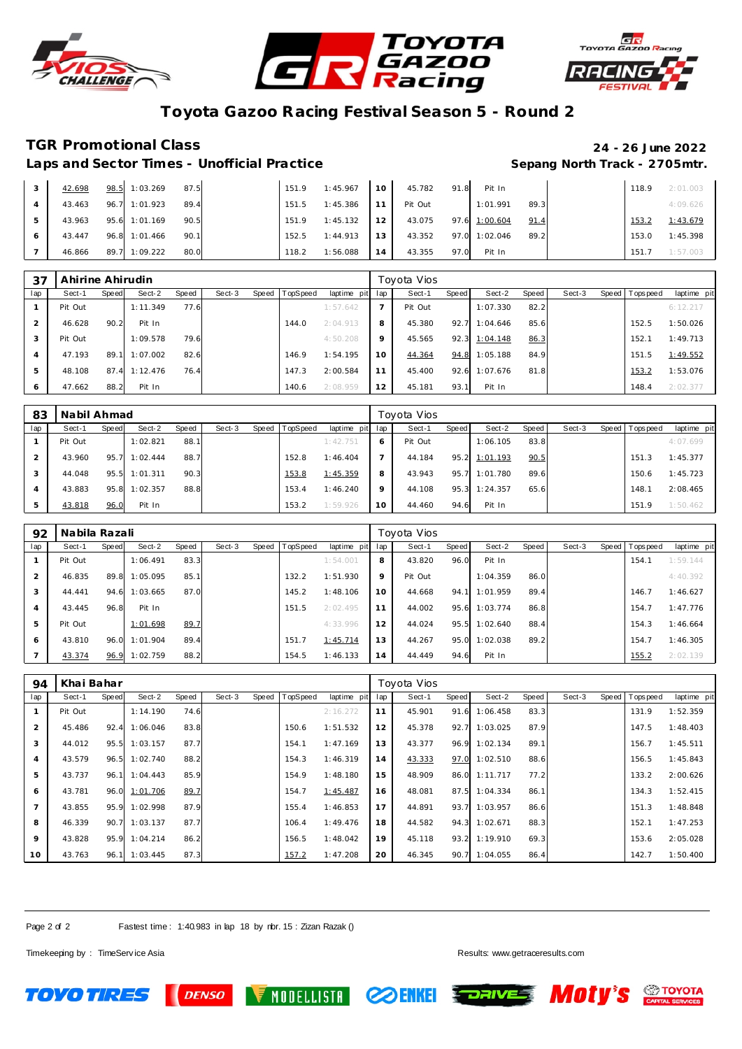# Toyota Gazoo Racing Festival Season 5 - Round 2

## TGR Promotional Class

**Laps and Sector Times - Unofficial Practice**

**24 - 26 June 2022**

**Sepang North Track - 2705mtr.**

| lap | Sect-1 | Speed | Sect-2 | Speed | Sect-3 | Speed | TopSpeed | laptime pit | lap | Sect-1 | Speed | Sect-2 | Speed | Sect-3 | Speed | Topspeed | laptime pit |
|---|---|---|---|---|---|---|---|---|---|---|---|---|---|---|---|---|---|
| 3 | 42.698 | 98.5 | 1:03.269 | 87.5 | | | 151.9 | 1:45.967 | 10 | 45.782 | 91.8 | Pit In | | | | 118.9 | 2:01.003 |
| 4 | 43.463 | 96.7 | 1:01.923 | 89.4 | | | 151.5 | 1:45.386 | 11 | Pit Out | | 1:01.991 | 89.3 | | | | 4:09.626 |
| 5 | 43.963 | 95.6 | 1:01.169 | 90.5 | | | 151.9 | 1:45.132 | 12 | 43.075 | 97.6 | 1:00.604 | 91.4 | | | 153.2 | 1:43.679 |
| 6 | 43.447 | 96.8 | 1:01.466 | 90.1 | | | 152.5 | 1:44.913 | 13 | 43.352 | 97.0 | 1:02.046 | 89.2 | | | 153.0 | 1:45.398 |
| 7 | 46.866 | 89.7 | 1:09.222 | 80.0 | | | 118.2 | 1:56.088 | 14 | 43.355 | 97.0 | Pit In | | | | 151.7 | 1:57.003 |

**37 Ahirine Ahirudin** — Toyota Vios

| lap | Sect-1 | Speed | Sect-2 | Speed | Sect-3 | Speed | TopSpeed | laptime pit | lap | Sect-1 | Speed | Sect-2 | Speed | Sect-3 | Speed | Topspeed | laptime pit |
|---|---|---|---|---|---|---|---|---|---|---|---|---|---|---|---|---|---|
| 1 | Pit Out | | 1:11.349 | 77.6 | | | | 1:57.642 | 7 | Pit Out | | 1:07.330 | 82.2 | | | | 6:12.217 |
| 2 | 46.628 | 90.2 | Pit In | | | | 144.0 | 2:04.913 | 8 | 45.380 | 92.7 | 1:04.646 | 85.6 | | | 152.5 | 1:50.026 |
| 3 | Pit Out | | 1:09.578 | 79.6 | | | | 4:50.208 | 9 | 45.565 | 92.3 | 1:04.148 | 86.3 | | | 152.1 | 1:49.713 |
| 4 | 47.193 | 89.1 | 1:07.002 | 82.6 | | | 146.9 | 1:54.195 | 10 | 44.364 | 94.8 | 1:05.188 | 84.9 | | | 151.5 | 1:49.552 |
| 5 | 48.108 | 87.4 | 1:12.476 | 76.4 | | | 147.3 | 2:00.584 | 11 | 45.400 | 92.6 | 1:07.676 | 81.8 | | | 153.2 | 1:53.076 |
| 6 | 47.662 | 88.2 | Pit In | | | | 140.6 | 2:08.959 | 12 | 45.181 | 93.1 | Pit In | | | | 148.4 | 2:02.377 |

**83 Nabil Ahmad** — Toyota Vios

| lap | Sect-1 | Speed | Sect-2 | Speed | Sect-3 | Speed | TopSpeed | laptime pit | lap | Sect-1 | Speed | Sect-2 | Speed | Sect-3 | Speed | Topspeed | laptime pit |
|---|---|---|---|---|---|---|---|---|---|---|---|---|---|---|---|---|---|
| 1 | Pit Out | | 1:02.821 | 88.1 | | | | 1:42.751 | 6 | Pit Out | | 1:06.105 | 83.8 | | | | 4:07.699 |
| 2 | 43.960 | 95.7 | 1:02.444 | 88.7 | | | 152.8 | 1:46.404 | 7 | 44.184 | 95.2 | 1:01.193 | 90.5 | | | 151.3 | 1:45.377 |
| 3 | 44.048 | 95.5 | 1:01.311 | 90.3 | | | 153.8 | 1:45.359 | 8 | 43.943 | 95.7 | 1:01.780 | 89.6 | | | 150.6 | 1:45.723 |
| 4 | 43.883 | 95.8 | 1:02.357 | 88.8 | | | 153.4 | 1:46.240 | 9 | 44.108 | 95.3 | 1:24.357 | 65.6 | | | 148.1 | 2:08.465 |
| 5 | 43.818 | 96.0 | Pit In | | | | 153.2 | 1:59.926 | 10 | 44.460 | 94.6 | Pit In | | | | 151.9 | 1:50.462 |

**92 Nabila Razali** — Toyota Vios

| lap | Sect-1 | Speed | Sect-2 | Speed | Sect-3 | Speed | TopSpeed | laptime pit | lap | Sect-1 | Speed | Sect-2 | Speed | Sect-3 | Speed | Topspeed | laptime pit |
|---|---|---|---|---|---|---|---|---|---|---|---|---|---|---|---|---|---|
| 1 | Pit Out | | 1:06.491 | 83.3 | | | | 1:54.001 | 8 | 43.820 | 96.0 | Pit In | | | | 154.1 | 1:59.144 |
| 2 | 46.835 | 89.8 | 1:05.095 | 85.1 | | | 132.2 | 1:51.930 | 9 | Pit Out | | 1:04.359 | 86.0 | | | | 4:40.392 |
| 3 | 44.441 | 94.6 | 1:03.665 | 87.0 | | | 145.2 | 1:48.106 | 10 | 44.668 | 94.1 | 1:01.959 | 89.4 | | | 146.7 | 1:46.627 |
| 4 | 43.445 | 96.8 | Pit In | | | | 151.5 | 2:02.495 | 11 | 44.002 | 95.6 | 1:03.774 | 86.8 | | | 154.7 | 1:47.776 |
| 5 | Pit Out | | 1:01.698 | 89.7 | | | | 4:33.996 | 12 | 44.024 | 95.5 | 1:02.640 | 88.4 | | | 154.3 | 1:46.664 |
| 6 | 43.810 | 96.0 | 1:01.904 | 89.4 | | | 151.7 | 1:45.714 | 13 | 44.267 | 95.0 | 1:02.038 | 89.2 | | | 154.7 | 1:46.305 |
| 7 | 43.374 | 96.9 | 1:02.759 | 88.2 | | | 154.5 | 1:46.133 | 14 | 44.449 | 94.6 | Pit In | | | | 155.2 | 2:02.139 |

**94 Khai Bahar** — Toyota Vios

| lap | Sect-1 | Speed | Sect-2 | Speed | Sect-3 | Speed | TopSpeed | laptime pit | lap | Sect-1 | Speed | Sect-2 | Speed | Sect-3 | Speed | Topspeed | laptime pit |
|---|---|---|---|---|---|---|---|---|---|---|---|---|---|---|---|---|---|
| 1 | Pit Out | | 1:14.190 | 74.6 | | | | 2:16.272 | 11 | 45.901 | 91.6 | 1:06.458 | 83.3 | | | 131.9 | 1:52.359 |
| 2 | 45.486 | 92.4 | 1:06.046 | 83.8 | | | 150.6 | 1:51.532 | 12 | 45.378 | 92.7 | 1:03.025 | 87.9 | | | 147.5 | 1:48.403 |
| 3 | 44.012 | 95.5 | 1:03.157 | 87.7 | | | 154.1 | 1:47.169 | 13 | 43.377 | 96.9 | 1:02.134 | 89.1 | | | 156.7 | 1:45.511 |
| 4 | 43.579 | 96.5 | 1:02.740 | 88.2 | | | 154.3 | 1:46.319 | 14 | 43.333 | 97.0 | 1:02.510 | 88.6 | | | 156.5 | 1:45.843 |
| 5 | 43.737 | 96.1 | 1:04.443 | 85.9 | | | 154.9 | 1:48.180 | 15 | 48.909 | 86.0 | 1:11.717 | 77.2 | | | 133.2 | 2:00.626 |
| 6 | 43.781 | 96.0 | 1:01.706 | 89.7 | | | 154.7 | 1:45.487 | 16 | 48.081 | 87.5 | 1:04.334 | 86.1 | | | 134.3 | 1:52.415 |
| 7 | 43.855 | 95.9 | 1:02.998 | 87.9 | | | 155.4 | 1:46.853 | 17 | 44.891 | 93.7 | 1:03.957 | 86.6 | | | 151.3 | 1:48.848 |
| 8 | 46.339 | 90.7 | 1:03.137 | 87.7 | | | 106.4 | 1:49.476 | 18 | 44.582 | 94.3 | 1:02.671 | 88.3 | | | 152.1 | 1:47.253 |
| 9 | 43.828 | 95.9 | 1:04.214 | 86.2 | | | 156.5 | 1:48.042 | 19 | 45.118 | 93.2 | 1:19.910 | 69.3 | | | 153.6 | 2:05.028 |
| 10 | 43.763 | 96.1 | 1:03.445 | 87.3 | | | 157.2 | 1:47.208 | 20 | 46.345 | 90.7 | 1:04.055 | 86.4 | | | 142.7 | 1:50.400 |

Fastest time : 1:40.983 in lap 18 by nbr. 15 : Zizan Razak ()

Timekeeping by : TimeService Asia

Results: www.getraceresults.com